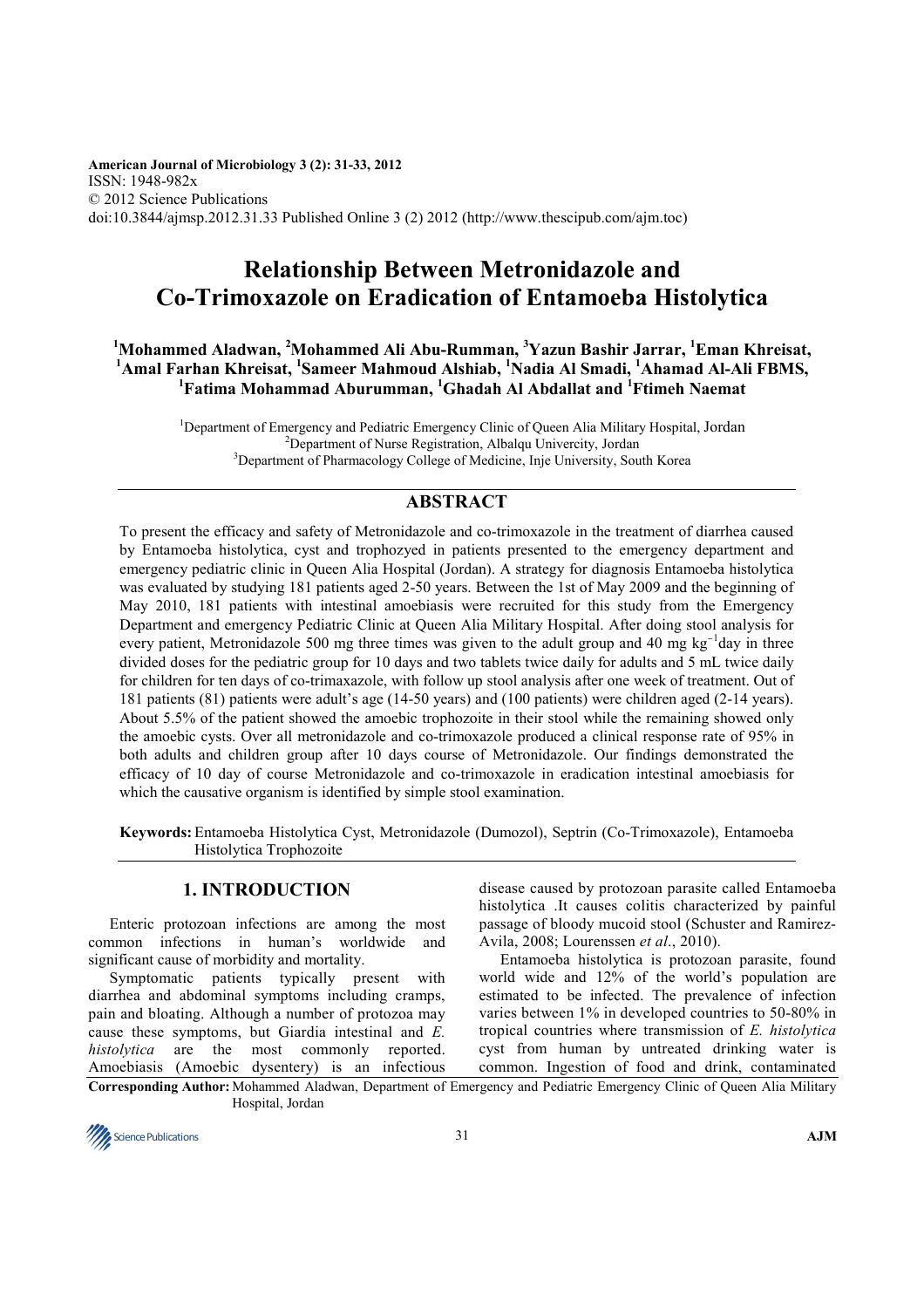American Journal of Microbiology 3 (2): 31-33, 2012
ISSN: 1948-982x
© 2012 Science Publications
doi:10.3844/ajmsp.2012.31.33 Published Online 3 (2) 2012 (http://www.thescipub.com/ajm.toc)

# Relationship Between Metronidazole and Co-Trimoxazole on Eradication of Entamoeba Histolytica

[1]Mohammed Aladwan, [2]Mohammed Ali Abu-Rumman, [3]Yazun Bashir Jarrar, [1]Eman Khreisat, [1]Amal Farhan Khreisat, [1]Sameer Mahmoud Alshiab, [1]Nadia Al Smadi, [1]Ahamad Al-Ali FBMS, [1]Fatima Mohammad Aburumman, [1]Ghadah Al Abdallat and [1]Ftimeh Naemat

[1]Department of Emergency and Pediatric Emergency Clinic of Queen Alia Military Hospital, Jordan
[2]Department of Nurse Registration, Albalqu Univercity, Jordan
[3]Department of Pharmacology College of Medicine, Inje University, South Korea

## ABSTRACT

To present the efficacy and safety of Metronidazole and co-trimoxazole in the treatment of diarrhea caused by Entamoeba histolytica, cyst and trophozyed in patients presented to the emergency department and emergency pediatric clinic in Queen Alia Hospital (Jordan). A strategy for diagnosis Entamoeba histolytica was evaluated by studying 181 patients aged 2-50 years. Between the 1st of May 2009 and the beginning of May 2010, 181 patients with intestinal amoebiasis were recruited for this study from the Emergency Department and emergency Pediatric Clinic at Queen Alia Military Hospital. After doing stool analysis for every patient, Metronidazole 500 mg three times was given to the adult group and 40 mg $kg^{-1}$day in three divided doses for the pediatric group for 10 days and two tablets twice daily for adults and 5 mL twice daily for children for ten days of co-trimaxazole, with follow up stool analysis after one week of treatment. Out of 181 patients (81) patients were adult's age (14-50 years) and (100 patients) were children aged (2-14 years). About 5.5% of the patient showed the amoebic trophozoite in their stool while the remaining showed only the amoebic cysts. Over all metronidazole and co-trimoxazole produced a clinical response rate of 95% in both adults and children group after 10 days course of Metronidazole. Our findings demonstrated the efficacy of 10 day of course Metronidazole and co-trimoxazole in eradication intestinal amoebiasis for which the causative organism is identified by simple stool examination.

**Keywords:** Entamoeba Histolytica Cyst, Metronidazole (Dumozol), Septrin (Co-Trimoxazole), Entamoeba Histolytica Trophozoite

## 1. INTRODUCTION

Enteric protozoan infections are among the most common infections in human's worldwide and significant cause of morbidity and mortality.

Symptomatic patients typically present with diarrhea and abdominal symptoms including cramps, pain and bloating. Although a number of protozoa may cause these symptoms, but Giardia intestinal and *E. histolytica* are the most commonly reported. Amoebiasis (Amoebic dysentery) is an infectious disease caused by protozoan parasite called Entamoeba histolytica .It causes colitis characterized by painful passage of bloody mucoid stool (Schuster and Ramirez-Avila, 2008; Lourenssen *et al*., 2010).

Entamoeba histolytica is protozoan parasite, found world wide and 12% of the world's population are estimated to be infected. The prevalence of infection varies between 1% in developed countries to 50-80% in tropical countries where transmission of *E. histolytica* cyst from human by untreated drinking water is common. Ingestion of food and drink, contaminated

**Corresponding Author:** Mohammed Aladwan, Department of Emergency and Pediatric Emergency Clinic of Queen Alia Military Hospital, Jordan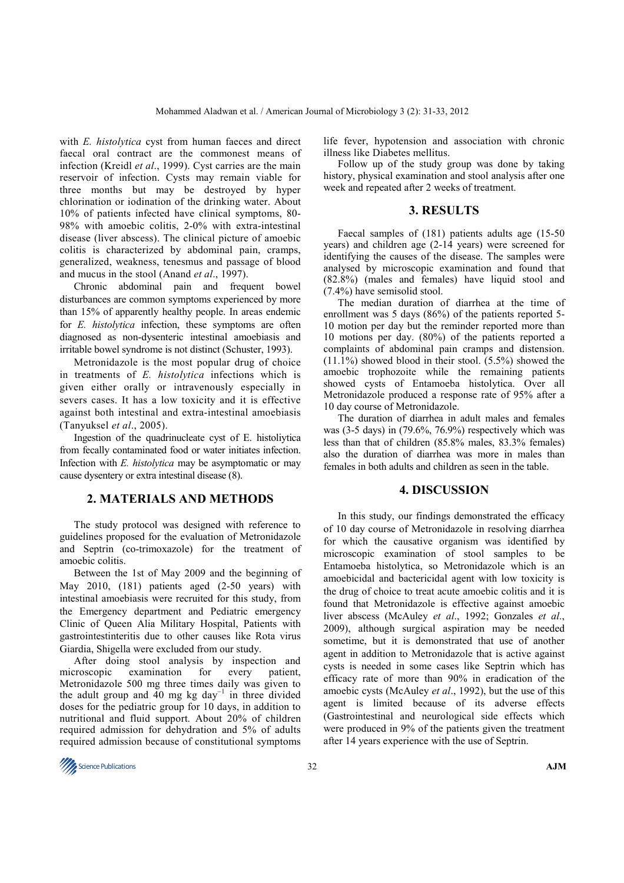with *E. histolytica* cyst from human faeces and direct faecal oral contract are the commonest means of infection (Kreidl *et al*., 1999). Cyst carries are the main reservoir of infection. Cysts may remain viable for three months but may be destroyed by hyper chlorination or iodination of the drinking water. About 10% of patients infected have clinical symptoms, 80-98% with amoebic colitis, 2-0% with extra-intestinal disease (liver abscess). The clinical picture of amoebic colitis is characterized by abdominal pain, cramps, generalized, weakness, tenesmus and passage of blood and mucus in the stool (Anand *et al*., 1997).

Chronic abdominal pain and frequent bowel disturbances are common symptoms experienced by more than 15% of apparently healthy people. In areas endemic for *E. histolytica* infection, these symptoms are often diagnosed as non-dysenteric intestinal amoebiasis and irritable bowel syndrome is not distinct (Schuster, 1993).

Metronidazole is the most popular drug of choice in treatments of *E. histolytica* infections which is given either orally or intravenously especially in severs cases. It has a low toxicity and it is effective against both intestinal and extra-intestinal amoebiasis (Tanyuksel *et al*., 2005).

Ingestion of the quadrinucleate cyst of E. histoliytica from fecally contaminated food or water initiates infection. Infection with *E. histolytica* may be asymptomatic or may cause dysentery or extra intestinal disease (8).

## 2. MATERIALS AND METHODS

The study protocol was designed with reference to guidelines proposed for the evaluation of Metronidazole and Septrin (co-trimoxazole) for the treatment of amoebic colitis.

Between the 1st of May 2009 and the beginning of May 2010, (181) patients aged (2-50 years) with intestinal amoebiasis were recruited for this study, from the Emergency department and Pediatric emergency Clinic of Queen Alia Military Hospital, Patients with gastrointestinteritis due to other causes like Rota virus Giardia, Shigella were excluded from our study.

After doing stool analysis by inspection and microscopic examination for every patient, Metronidazole 500 mg three times daily was given to the adult group and 40 mg kg $day^{-1}$ in three divided doses for the pediatric group for 10 days, in addition to nutritional and fluid support. About 20% of children required admission for dehydration and 5% of adults required admission because of constitutional symptoms life fever, hypotension and association with chronic illness like Diabetes mellitus.

Follow up of the study group was done by taking history, physical examination and stool analysis after one week and repeated after 2 weeks of treatment.

## 3. RESULTS

Faecal samples of (181) patients adults age (15-50 years) and children age (2-14 years) were screened for identifying the causes of the disease. The samples were analysed by microscopic examination and found that (82.8%) (males and females) have liquid stool and (7.4%) have semisolid stool.

The median duration of diarrhea at the time of enrollment was 5 days (86%) of the patients reported 5-10 motion per day but the reminder reported more than 10 motions per day. (80%) of the patients reported a complaints of abdominal pain cramps and distension. (11.1%) showed blood in their stool. (5.5%) showed the amoebic trophozoite while the remaining patients showed cysts of Entamoeba histolytica. Over all Metronidazole produced a response rate of 95% after a 10 day course of Metronidazole.

The duration of diarrhea in adult males and females was (3-5 days) in (79.6%, 76.9%) respectively which was less than that of children (85.8% males, 83.3% females) also the duration of diarrhea was more in males than females in both adults and children as seen in the table.

## 4. DISCUSSION

In this study, our findings demonstrated the efficacy of 10 day course of Metronidazole in resolving diarrhea for which the causative organism was identified by microscopic examination of stool samples to be Entamoeba histolytica, so Metronidazole which is an amoebicidal and bactericidal agent with low toxicity is the drug of choice to treat acute amoebic colitis and it is found that Metronidazole is effective against amoebic liver abscess (McAuley *et al*., 1992; Gonzales *et al*., 2009), although surgical aspiration may be needed sometime, but it is demonstrated that use of another agent in addition to Metronidazole that is active against cysts is needed in some cases like Septrin which has efficacy rate of more than 90% in eradication of the amoebic cysts (McAuley *et al*., 1992), but the use of this agent is limited because of its adverse effects (Gastrointestinal and neurological side effects which were produced in 9% of the patients given the treatment after 14 years experience with the use of Septrin.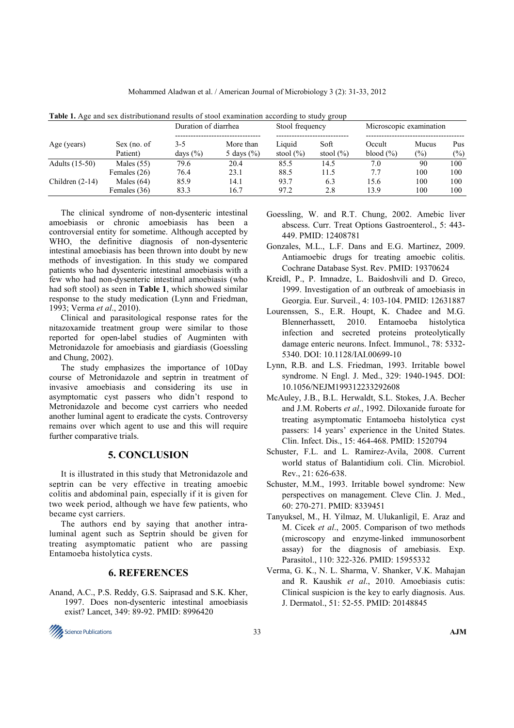**Table 1.** Age and sex distributionand results of stool examination according to study group

| Age (years) | Sex (no. of Patient) | Duration of diarrhea | | Stool frequency | | Microscopic examination | | |
|---|---|---|---|---|---|---|---|---|
| | | 3-5 days (%) | More than 5 days (%) | Liquid stool (%) | Soft stool (%) | Occult blood (%) | Mucus (%) | Pus (%) |
| Adults (15-50) | Males (55) | 79.6 | 20.4 | 85.5 | 14.5 | 7.0 | 90 | 100 |
| | Females (26) | 76.4 | 23.1 | 88.5 | 11.5 | 7.7 | 100 | 100 |
| Children (2-14) | Males (64) | 85.9 | 14.1 | 93.7 | 6.3 | 15.6 | 100 | 100 |
| | Females (36) | 83.3 | 16.7 | 97.2 | 2.8 | 13.9 | 100 | 100 |

The clinical syndrome of non-dysenteric intestinal amoebiasis or chronic amoebiasis has been a controversial entity for sometime. Although accepted by WHO, the definitive diagnosis of non-dysenteric intestinal amoebiasis has been thrown into doubt by new methods of investigation. In this study we compared patients who had dysenteric intestinal amoebiasis with a few who had non-dysenteric intestinal amoebiasis (who had soft stool) as seen in **Table 1**, which showed similar response to the study medication (Lynn and Friedman, 1993; Verma *et al*., 2010).

Clinical and parasitological response rates for the nitazoxamide treatment group were similar to those reported for open-label studies of Augminten with Metronidazole for amoebiasis and giardiasis (Goessling and Chung, 2002).

The study emphasizes the importance of 10Day course of Metronidazole and septrin in treatment of invasive amoebiasis and considering its use in asymptomatic cyst passers who didn't respond to Metronidazole and become cyst carriers who needed another luminal agent to eradicate the cysts. Controversy remains over which agent to use and this will require further comparative trials.

## 5. CONCLUSION

It is illustrated in this study that Metronidazole and septrin can be very effective in treating amoebic colitis and abdominal pain, especially if it is given for two week period, although we have few patients, who became cyst carriers.

The authors end by saying that another intra-luminal agent such as Septrin should be given for treating asymptomatic patient who are passing Entamoeba histolytica cysts.

## 6. REFERENCES

Anand, A.C., P.S. Reddy, G.S. Saiprasad and S.K. Kher, 1997. Does non-dysenteric intestinal amoebiasis exist? Lancet, 349: 89-92. PMID: 8996420

Goessling, W. and R.T. Chung, 2002. Amebic liver abscess. Curr. Treat Options Gastroenterol., 5: 443-449. PMID: 12408781

Gonzales, M.L., L.F. Dans and E.G. Martinez, 2009. Antiamoebic drugs for treating amoebic colitis. Cochrane Database Syst. Rev. PMID: 19370624

Kreidl, P., P. Imnadze, L. Baidoshvili and D. Greco, 1999. Investigation of an outbreak of amoebiasis in Georgia. Eur. Surveil., 4: 103-104. PMID: 12631887

Lourenssen, S., E.R. Houpt, K. Chadee and M.G. Blennerhassett, 2010. Entamoeba histolytica infection and secreted proteins proteolytically damage enteric neurons. Infect. Immunol., 78: 5332-5340. DOI: 10.1128/IAI.00699-10

Lynn, R.B. and L.S. Friedman, 1993. Irritable bowel syndrome. N Engl. J. Med., 329: 1940-1945. DOI: 10.1056/NEJM199312233292608

McAuley, J.B., B.L. Herwaldt, S.L. Stokes, J.A. Becher and J.M. Roberts *et al*., 1992. Diloxanide furoate for treating asymptomatic Entamoeba histolytica cyst passers: 14 years' experience in the United States. Clin. Infect. Dis., 15: 464-468. PMID: 1520794

Schuster, F.L. and L. Ramirez-Avila, 2008. Current world status of Balantidium coli. Clin. Microbiol. Rev., 21: 626-638.

Schuster, M.M., 1993. Irritable bowel syndrome: New perspectives on management. Cleve Clin. J. Med., 60: 270-271. PMID: 8339451

Tanyuksel, M., H. Yilmaz, M. Ulukanligil, E. Araz and M. Cicek *et al*., 2005. Comparison of two methods (microscopy and enzyme-linked immunosorbent assay) for the diagnosis of amebiasis. Exp. Parasitol., 110: 322-326. PMID: 15955332

Verma, G. K., N. L. Sharma, V. Shanker, V.K. Mahajan and R. Kaushik *et al*., 2010. Amoebiasis cutis: Clinical suspicion is the key to early diagnosis. Aus. J. Dermatol., 51: 52-55. PMID: 20148845